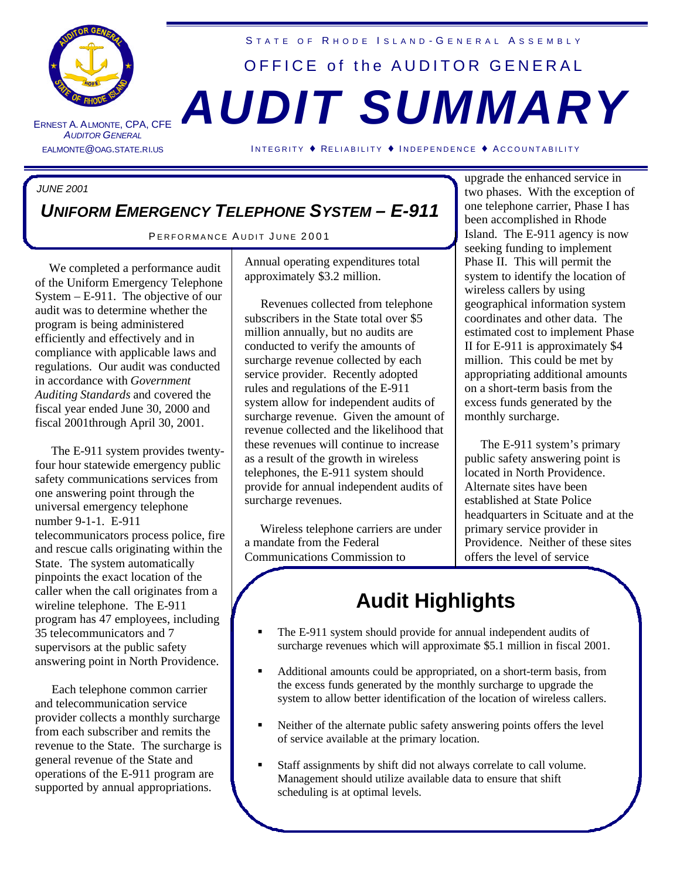STATE OF RHODE ISLAND-GENERAL ASSEMBLY

OFFICE of the AUDITOR GENERAL

# AUDIT SUMMARY

ERNEST A. ALMONTE, CPA, CFE
*AUDITOR GENERAL*
EALMONTE@OAG.STATE.RI.US

INTEGRITY ♦ RELIABILITY ♦ INDEPENDENCE ♦ ACCOUNTABILITY

*JUNE 2001*

## *UNIFORM EMERGENCY TELEPHONE SYSTEM – E-911*

PERFORMANCE AUDIT JUNE 2001

We completed a performance audit of the Uniform Emergency Telephone System – E-911. The objective of our audit was to determine whether the program is being administered efficiently and effectively and in compliance with applicable laws and regulations. Our audit was conducted in accordance with *Government Auditing Standards* and covered the fiscal year ended June 30, 2000 and fiscal 2001through April 30, 2001.

The E-911 system provides twenty-four hour statewide emergency public safety communications services from one answering point through the universal emergency telephone number 9-1-1. E-911 telecommunicators process police, fire and rescue calls originating within the State. The system automatically pinpoints the exact location of the caller when the call originates from a wireline telephone. The E-911 program has 47 employees, including 35 telecommunicators and 7 supervisors at the public safety answering point in North Providence.

Each telephone common carrier and telecommunication service provider collects a monthly surcharge from each subscriber and remits the revenue to the State. The surcharge is general revenue of the State and operations of the E-911 program are supported by annual appropriations. Annual operating expenditures total approximately $3.2 million.

Revenues collected from telephone subscribers in the State total over $5 million annually, but no audits are conducted to verify the amounts of surcharge revenue collected by each service provider. Recently adopted rules and regulations of the E-911 system allow for independent audits of surcharge revenue. Given the amount of revenue collected and the likelihood that these revenues will continue to increase as a result of the growth in wireless telephones, the E-911 system should provide for annual independent audits of surcharge revenues.

Wireless telephone carriers are under a mandate from the Federal Communications Commission to upgrade the enhanced service in two phases. With the exception of one telephone carrier, Phase I has been accomplished in Rhode Island. The E-911 agency is now seeking funding to implement Phase II. This will permit the system to identify the location of wireless callers by using geographical information system coordinates and other data. The estimated cost to implement Phase II for E-911 is approximately $4 million. This could be met by appropriating additional amounts on a short-term basis from the excess funds generated by the monthly surcharge.

The E-911 system's primary public safety answering point is located in North Providence. Alternate sites have been established at State Police headquarters in Scituate and at the primary service provider in Providence. Neither of these sites offers the level of service

## Audit Highlights

- The E-911 system should provide for annual independent audits of surcharge revenues which will approximate $5.1 million in fiscal 2001.
- Additional amounts could be appropriated, on a short-term basis, from the excess funds generated by the monthly surcharge to upgrade the system to allow better identification of the location of wireless callers.
- Neither of the alternate public safety answering points offers the level of service available at the primary location.
- Staff assignments by shift did not always correlate to call volume. Management should utilize available data to ensure that shift scheduling is at optimal levels.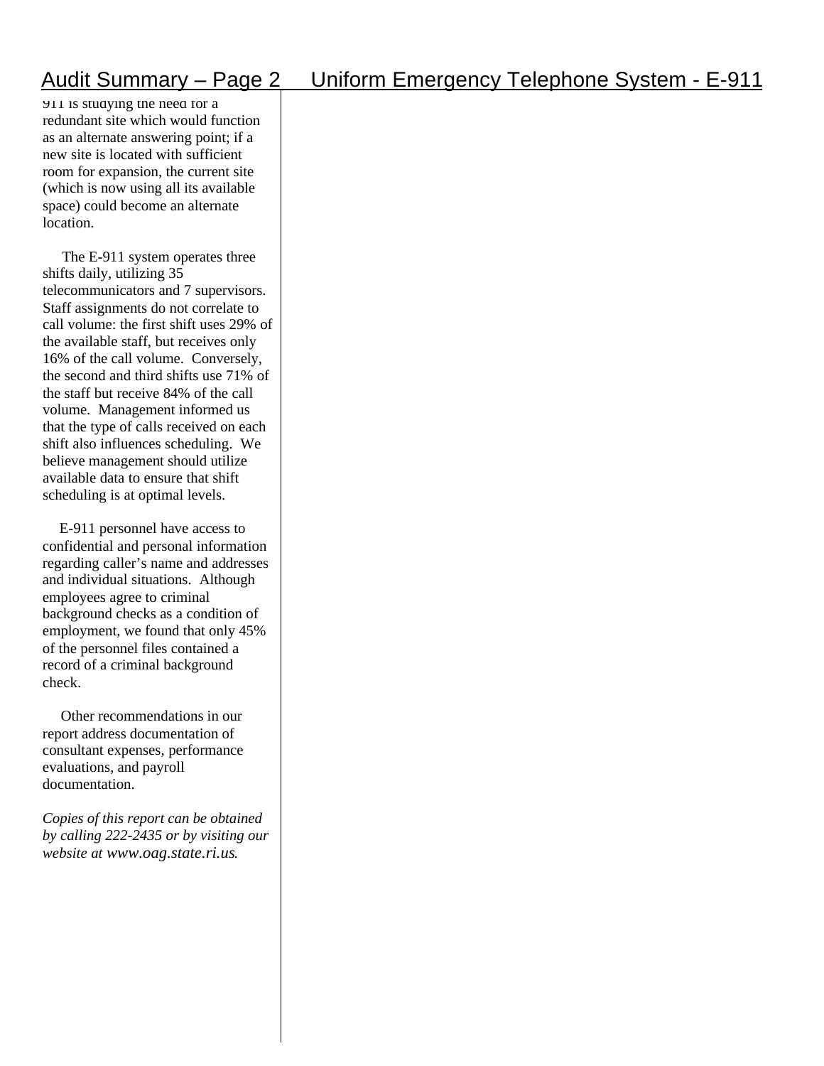911 is studying the need for a redundant site which would function as an alternate answering point; if a new site is located with sufficient room for expansion, the current site (which is now using all its available space) could become an alternate location.

The E-911 system operates three shifts daily, utilizing 35 telecommunicators and 7 supervisors. Staff assignments do not correlate to call volume: the first shift uses 29% of the available staff, but receives only 16% of the call volume. Conversely, the second and third shifts use 71% of the staff but receive 84% of the call volume. Management informed us that the type of calls received on each shift also influences scheduling. We believe management should utilize available data to ensure that shift scheduling is at optimal levels.

E-911 personnel have access to confidential and personal information regarding caller's name and addresses and individual situations. Although employees agree to criminal background checks as a condition of employment, we found that only 45% of the personnel files contained a record of a criminal background check.

Other recommendations in our report address documentation of consultant expenses, performance evaluations, and payroll documentation.

*Copies of this report can be obtained by calling 222-2435 or by visiting our website at www.oag.state.ri.us.*